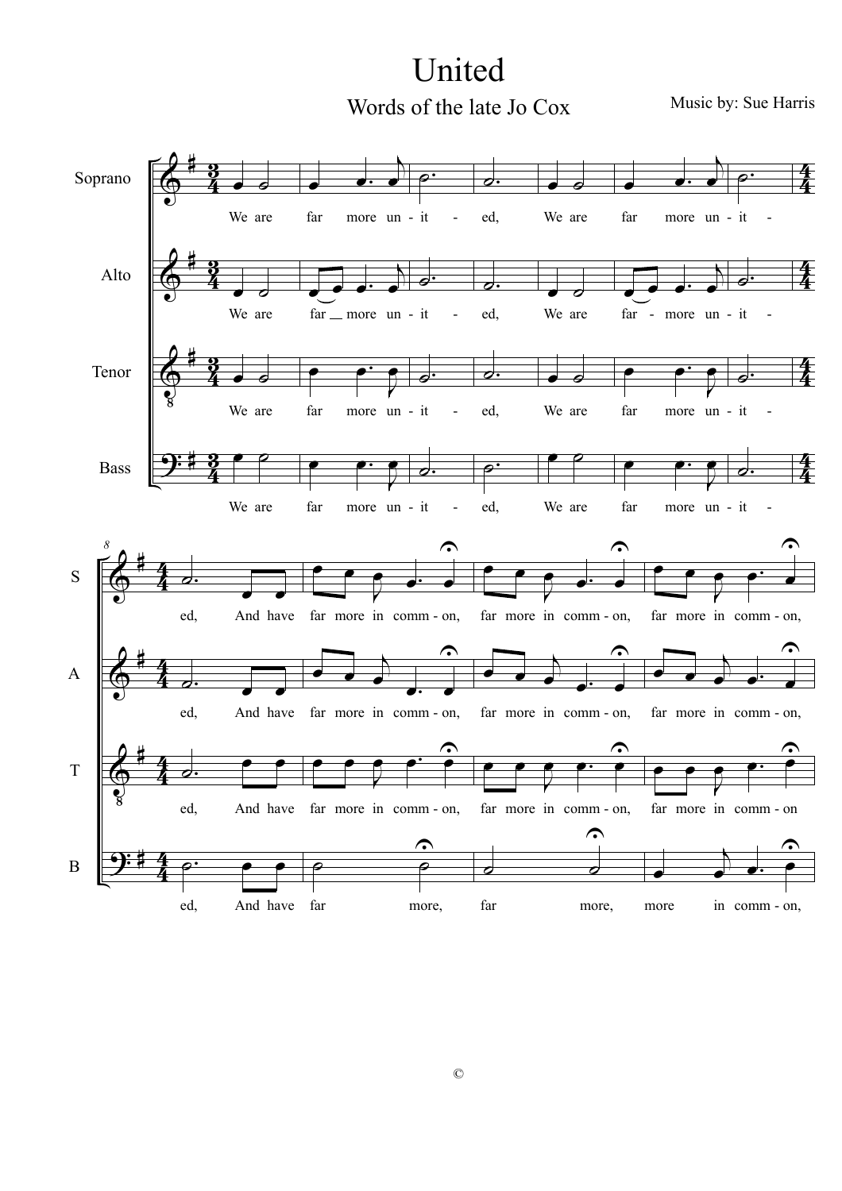# United

## Words of the late Jo Cox

Music by: Sue Harris

Soprano

Alto

Tenor

Bass

We are far more un - it - ed, We are far more un - it - ed, And have far more in comm - on, far more in comm - on, far more in comm - on,

We are far __ more un - it - ed, We are far - more un - it - ed, And have far more in comm - on, far more in comm - on, far more in comm - on,

We are far more un - it - ed, We are far more un - it - ed, And have far more in comm - on, far more in comm - on, far more in comm - on

We are far more un - it - ed, We are far more un - it - ed, And have far more, far more, more in comm - on,

©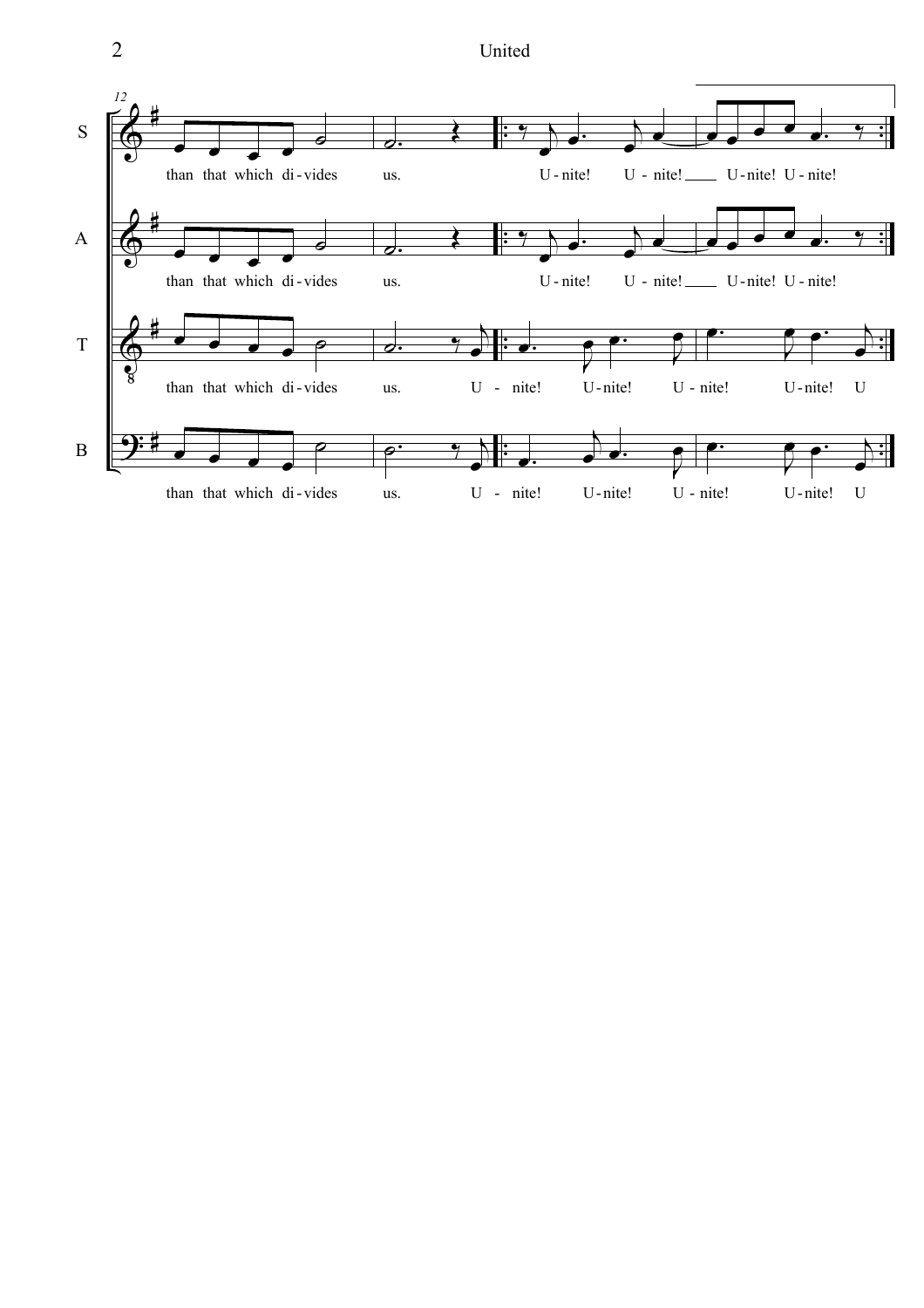12

S
than that which di-vides us. U-nite! U-nite! U-nite! U-nite!

A
than that which di-vides us. U-nite! U-nite! U-nite! U-nite!

T
than that which di-vides us. U - nite! U-nite! U-nite! U-nite! U

B
than that which di-vides us. U - nite! U-nite! U-nite! U-nite! U